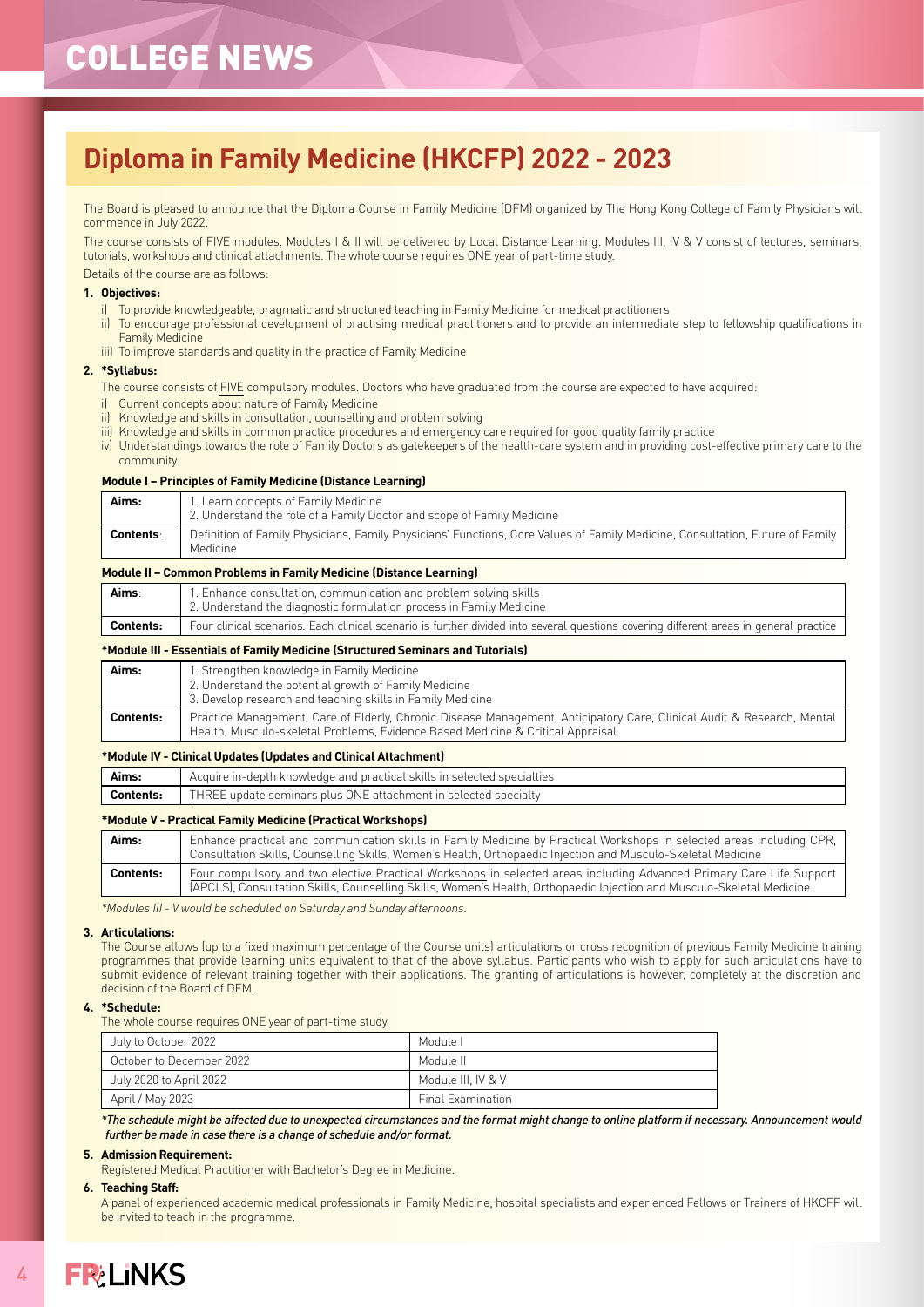# COLLEGE NEWS

## Diploma in Family Medicine (HKCFP) 2022 - 2023

The Board is pleased to announce that the Diploma Course in Family Medicine (DFM) organized by The Hong Kong College of Family Physicians will commence in July 2022.

The course consists of FIVE modules. Modules I & II will be delivered by Local Distance Learning. Modules III, IV & V consist of lectures, seminars, tutorials, workshops and clinical attachments. The whole course requires ONE year of part-time study.

Details of the course are as follows:

**1. Objectives:**

i) To provide knowledgeable, pragmatic and structured teaching in Family Medicine for medical practitioners
ii) To encourage professional development of practising medical practitioners and to provide an intermediate step to fellowship qualifications in Family Medicine
iii) To improve standards and quality in the practice of Family Medicine

**2. *Syllabus:**

The course consists of FIVE compulsory modules. Doctors who have graduated from the course are expected to have acquired:

i) Current concepts about nature of Family Medicine
ii) Knowledge and skills in consultation, counselling and problem solving
iii) Knowledge and skills in common practice procedures and emergency care required for good quality family practice
iv) Understandings towards the role of Family Doctors as gatekeepers of the health-care system and in providing cost-effective primary care to the community

**Module I – Principles of Family Medicine (Distance Learning)**

| | |
|---|---|
| **Aims:** | 1. Learn concepts of Family Medicine<br>2. Understand the role of a Family Doctor and scope of Family Medicine |
| **Contents**: | Definition of Family Physicians, Family Physicians' Functions, Core Values of Family Medicine, Consultation, Future of Family Medicine |

**Module II – Common Problems in Family Medicine (Distance Learning)**

| | |
|---|---|
| **Aims**: | 1. Enhance consultation, communication and problem solving skills<br>2. Understand the diagnostic formulation process in Family Medicine |
| **Contents:** | Four clinical scenarios. Each clinical scenario is further divided into several questions covering different areas in general practice |

***Module III - Essentials of Family Medicine (Structured Seminars and Tutorials)**

| | |
|---|---|
| **Aims:** | 1. Strengthen knowledge in Family Medicine<br>2. Understand the potential growth of Family Medicine<br>3. Develop research and teaching skills in Family Medicine |
| **Contents:** | Practice Management, Care of Elderly, Chronic Disease Management, Anticipatory Care, Clinical Audit & Research, Mental Health, Musculo-skeletal Problems, Evidence Based Medicine & Critical Appraisal |

***Module IV - Clinical Updates (Updates and Clinical Attachment)**

| | |
|---|---|
| **Aims:** | Acquire in-depth knowledge and practical skills in selected specialties |
| **Contents:** | THREE update seminars plus ONE attachment in selected specialty |

***Module V - Practical Family Medicine (Practical Workshops)**

| | |
|---|---|
| **Aims:** | Enhance practical and communication skills in Family Medicine by Practical Workshops in selected areas including CPR, Consultation Skills, Counselling Skills, Women's Health, Orthopaedic Injection and Musculo-Skeletal Medicine |
| **Contents:** | Four compulsory and two elective Practical Workshops in selected areas including Advanced Primary Care Life Support (APCLS), Consultation Skills, Counselling Skills, Women's Health, Orthopaedic Injection and Musculo-Skeletal Medicine |

*\*Modules III - V would be scheduled on Saturday and Sunday afternoons.*

**3. Articulations:**

The Course allows (up to a fixed maximum percentage of the Course units) articulations or cross recognition of previous Family Medicine training programmes that provide learning units equivalent to that of the above syllabus. Participants who wish to apply for such articulations have to submit evidence of relevant training together with their applications. The granting of articulations is however, completely at the discretion and decision of the Board of DFM.

**4. *Schedule:**

The whole course requires ONE year of part-time study.

| | |
|---|---|
| July to October 2022 | Module I |
| October to December 2022 | Module II |
| July 2020 to April 2022 | Module III, IV & V |
| April / May 2023 | Final Examination |

*\*The schedule might be affected due to unexpected circumstances and the format might change to online platform if necessary. Announcement would further be made in case there is a change of schedule and/or format.*

**5. Admission Requirement:**

Registered Medical Practitioner with Bachelor's Degree in Medicine.

**6. Teaching Staff:**

A panel of experienced academic medical professionals in Family Medicine, hospital specialists and experienced Fellows or Trainers of HKCFP will be invited to teach in the programme.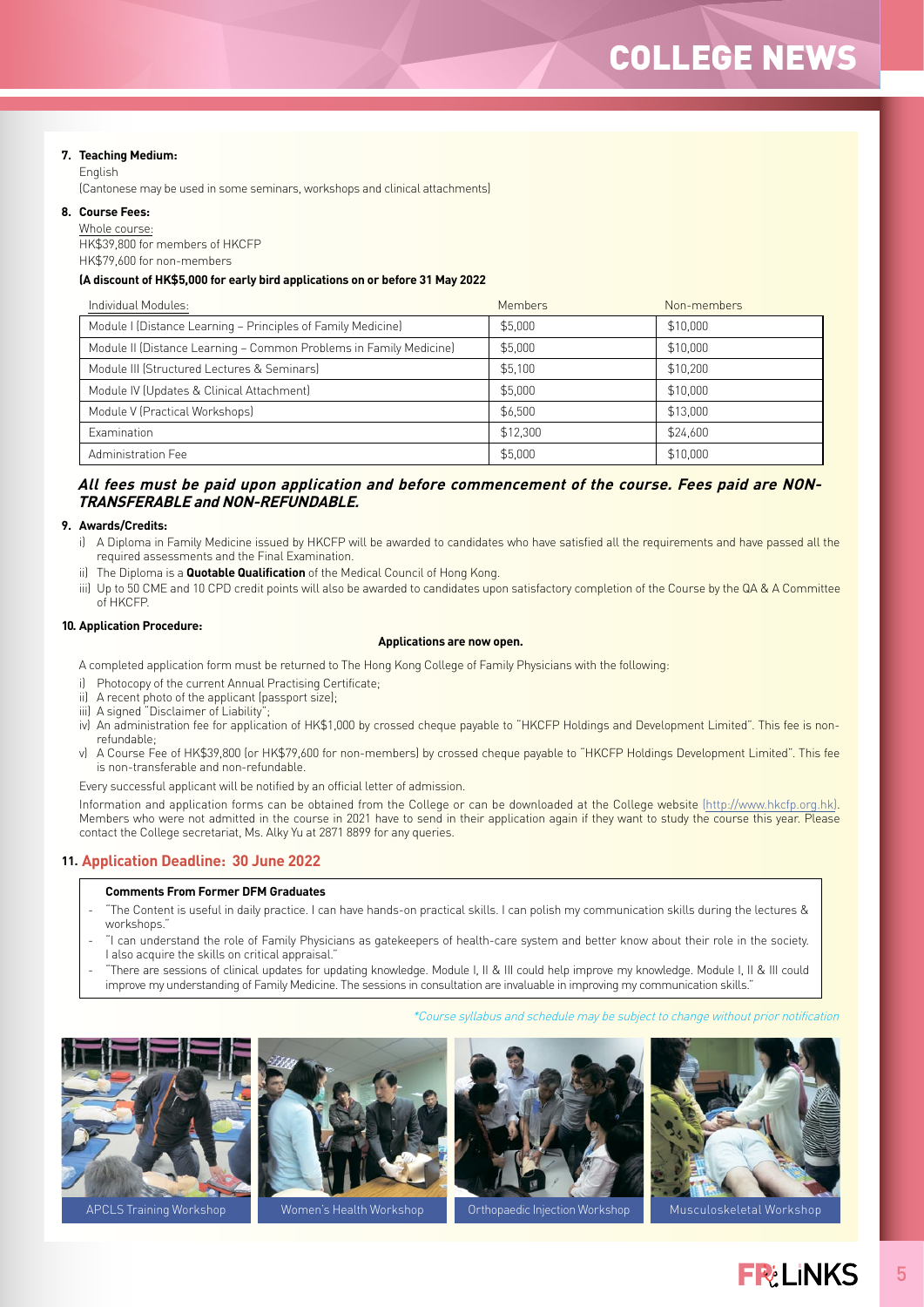**7. Teaching Medium:**

English

(Cantonese may be used in some seminars, workshops and clinical attachments)

**8. Course Fees:**

Whole course:

HK$39,800 for members of HKCFP

HK$79,600 for non-members

**(A discount of HK$5,000 for early bird applications on or before 31 May 2022**

| Individual Modules: | Members | Non-members |
|---|---|---|
| Module I (Distance Learning – Principles of Family Medicine) | $5,000 | $10,000 |
| Module II (Distance Learning – Common Problems in Family Medicine) | $5,000 | $10,000 |
| Module III (Structured Lectures & Seminars) | $5,100 | $10,200 |
| Module IV (Updates & Clinical Attachment) | $5,000 | $10,000 |
| Module V (Practical Workshops) | $6,500 | $13,000 |
| Examination | $12,300 | $24,600 |
| Administration Fee | $5,000 | $10,000 |

***All fees must be paid upon application and before commencement of the course. Fees paid are NON-TRANSFERABLE and NON-REFUNDABLE.***

**9. Awards/Credits:**

i) A Diploma in Family Medicine issued by HKCFP will be awarded to candidates who have satisfied all the requirements and have passed all the required assessments and the Final Examination.

ii) The Diploma is a **Quotable Qualification** of the Medical Council of Hong Kong.

iii) Up to 50 CME and 10 CPD credit points will also be awarded to candidates upon satisfactory completion of the Course by the QA & A Committee of HKCFP.

**10. Application Procedure:**

**Applications are now open.**

A completed application form must be returned to The Hong Kong College of Family Physicians with the following:

i) Photocopy of the current Annual Practising Certificate;

ii) A recent photo of the applicant (passport size);

iii) A signed "Disclaimer of Liability";

iv) An administration fee for application of HK$1,000 by crossed cheque payable to "HKCFP Holdings and Development Limited". This fee is non-refundable;

v) A Course Fee of HK$39,800 (or HK$79,600 for non-members) by crossed cheque payable to "HKCFP Holdings Development Limited". This fee is non-transferable and non-refundable.

Every successful applicant will be notified by an official letter of admission.

Information and application forms can be obtained from the College or can be downloaded at the College website (http://www.hkcfp.org.hk). Members who were not admitted in the course in 2021 have to send in their application again if they want to study the course this year. Please contact the College secretariat, Ms. Alky Yu at 2871 8899 for any queries.

## 11. Application Deadline: 30 June 2022

**Comments From Former DFM Graduates**

- "The Content is useful in daily practice. I can have hands-on practical skills. I can polish my communication skills during the lectures & workshops."
- "I can understand the role of Family Physicians as gatekeepers of health-care system and better know about their role in the society. I also acquire the skills on critical appraisal."
- "There are sessions of clinical updates for updating knowledge. Module I, II & III could help improve my knowledge. Module I, II & III could improve my understanding of Family Medicine. The sessions in consultation are invaluable in improving my communication skills."

*\*Course syllabus and schedule may be subject to change without prior notification*

APCLS Training Workshop

Women's Health Workshop

Orthopaedic Injection Workshop

Musculoskeletal Workshop